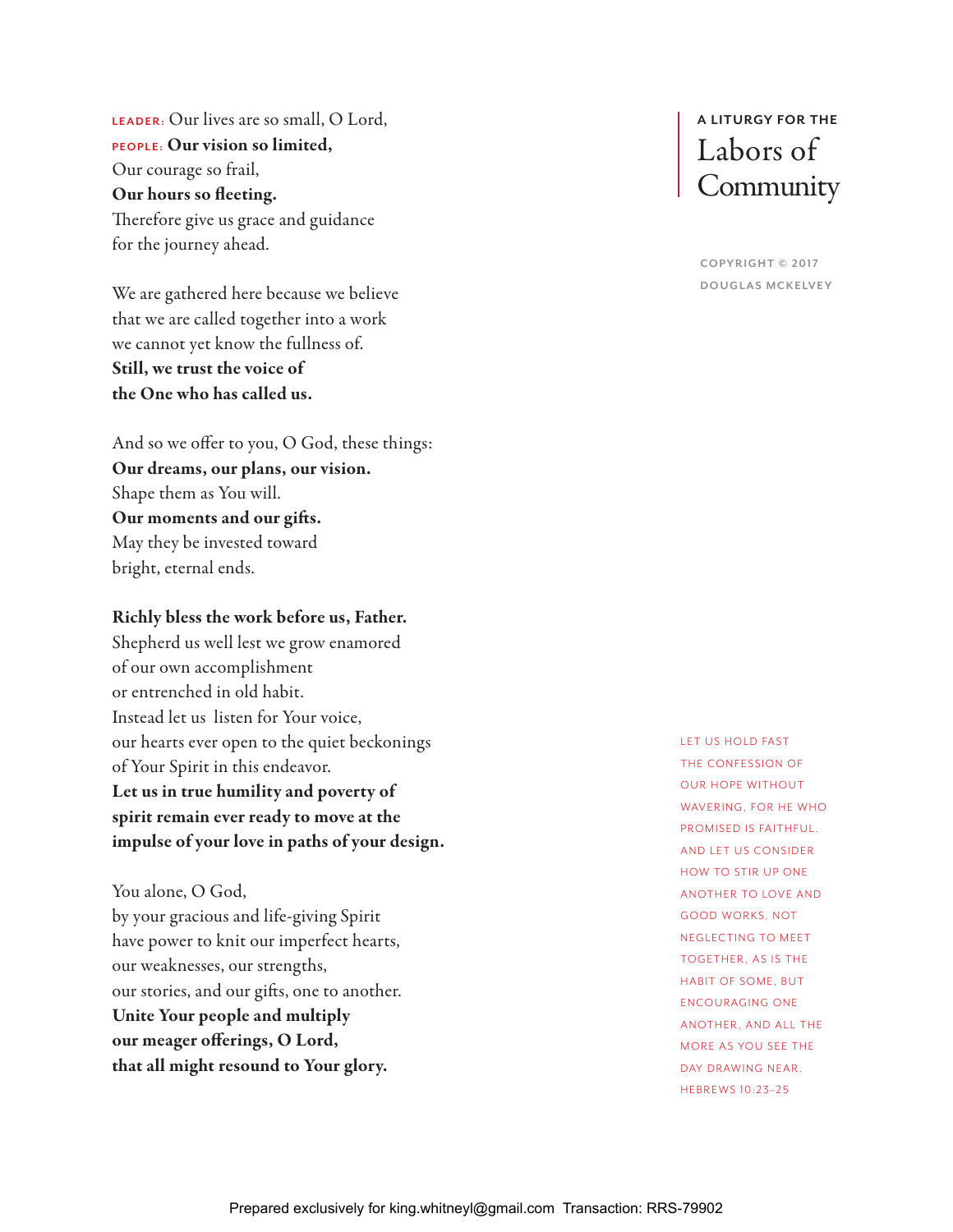# A LITURGY FOR THE Labors of Community

COPYRIGHT © 2017
DOUGLAS MCKELVEY

LEADER: Our lives are so small, O Lord,
PEOPLE: **Our vision so limited,**
Our courage so frail,
**Our hours so fleeting.**
Therefore give us grace and guidance
for the journey ahead.

We are gathered here because we believe
that we are called together into a work
we cannot yet know the fullness of.
**Still, we trust the voice of**
**the One who has called us.**

And so we offer to you, O God, these things:
**Our dreams, our plans, our vision.**
Shape them as You will.
**Our moments and our gifts.**
May they be invested toward
bright, eternal ends.

**Richly bless the work before us, Father.**
Shepherd us well lest we grow enamored
of our own accomplishment
or entrenched in old habit.
Instead let us listen for Your voice,
our hearts ever open to the quiet beckonings
of Your Spirit in this endeavor.
**Let us in true humility and poverty of**
**spirit remain ever ready to move at the**
**impulse of your love in paths of your design.**

You alone, O God,
by your gracious and life-giving Spirit
have power to knit our imperfect hearts,
our weaknesses, our strengths,
our stories, and our gifts, one to another.
**Unite Your people and multiply**
**our meager offerings, O Lord,**
**that all might resound to Your glory.**

LET US HOLD FAST THE CONFESSION OF OUR HOPE WITHOUT WAVERING, FOR HE WHO PROMISED IS FAITHFUL. AND LET US CONSIDER HOW TO STIR UP ONE ANOTHER TO LOVE AND GOOD WORKS, NOT NEGLECTING TO MEET TOGETHER, AS IS THE HABIT OF SOME, BUT ENCOURAGING ONE ANOTHER, AND ALL THE MORE AS YOU SEE THE DAY DRAWING NEAR.
HEBREWS 10:23–25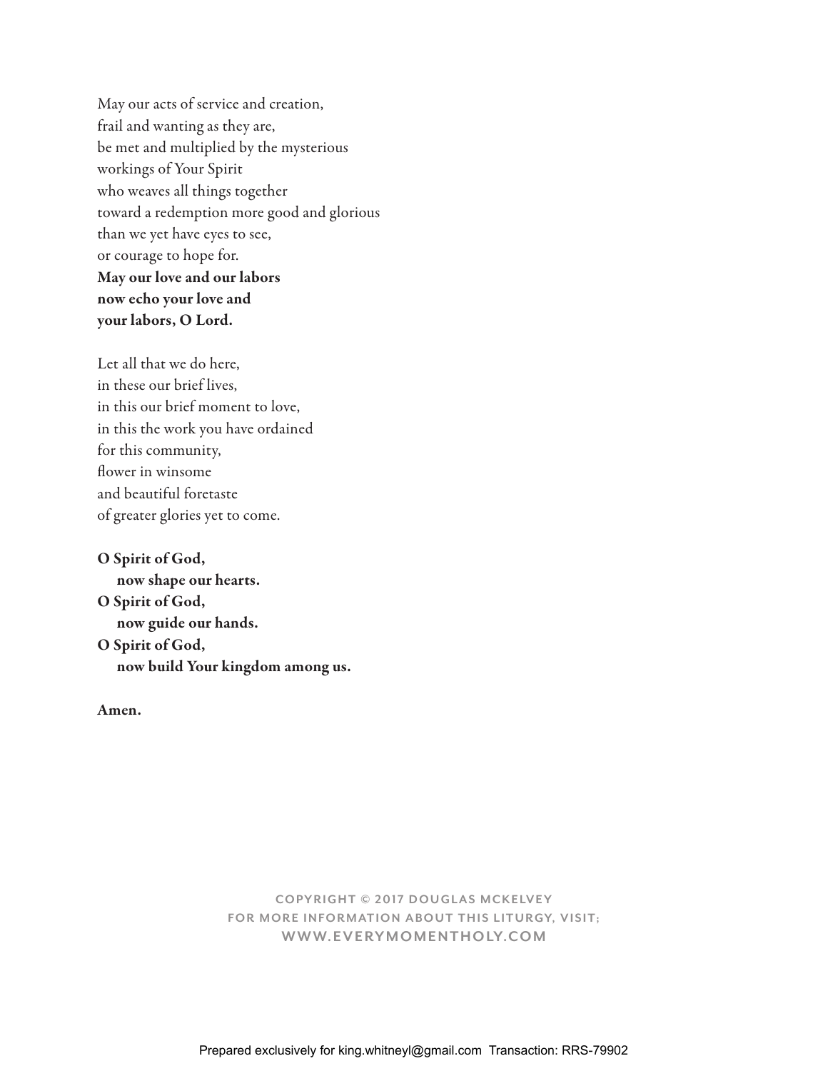May our acts of service and creation,  
frail and wanting as they are,  
be met and multiplied by the mysterious  
workings of Your Spirit  
who weaves all things together  
toward a redemption more good and glorious  
than we yet have eyes to see,  
or courage to hope for.  
**May our love and our labors**  
**now echo your love and**  
**your labors, O Lord.**

Let all that we do here,  
in these our brief lives,  
in this our brief moment to love,  
in this the work you have ordained  
for this community,  
flower in winsome  
and beautiful foretaste  
of greater glories yet to come.

**O Spirit of God,**  
**now shape our hearts.**  
**O Spirit of God,**  
**now guide our hands.**  
**O Spirit of God,**  
**now build Your kingdom among us.**

**Amen.**

COPYRIGHT © 2017 DOUGLAS MCKELVEY  
FOR MORE INFORMATION ABOUT THIS LITURGY, VISIT;  
WWW.EVERYMOMENTHOLY.COM